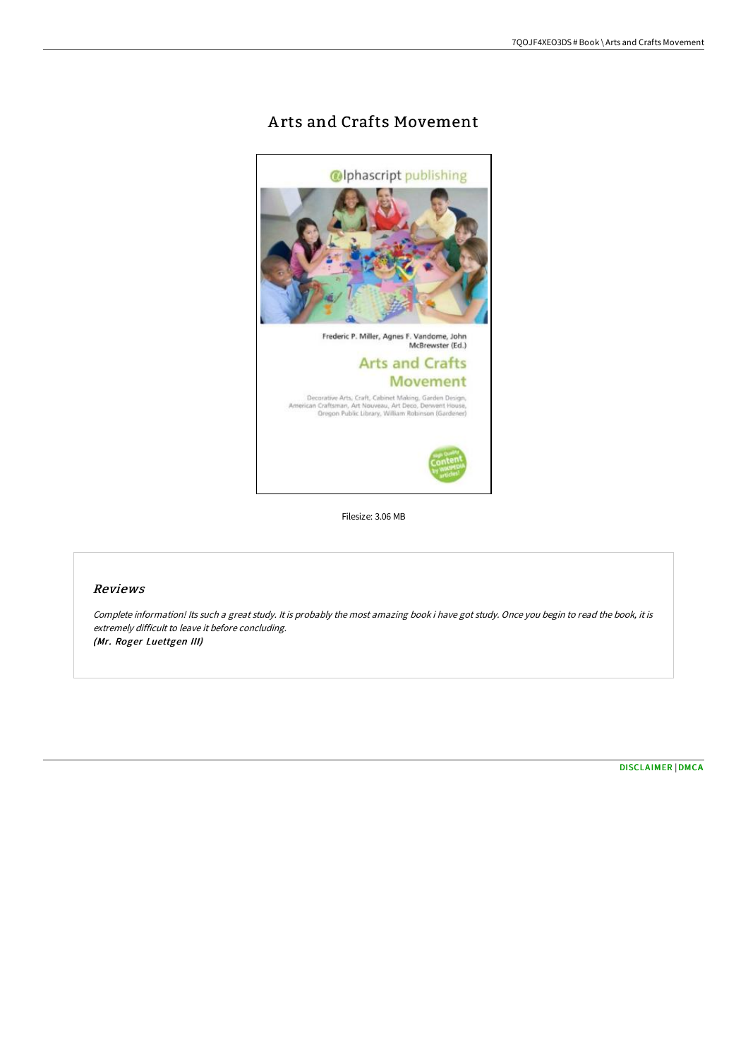# Arts and Crafts Movement

Filesize: 3.06 MB

## Reviews

*Complete information! Its such a great study. It is probably the most amazing book i have got study. Once you begin to read the book, it is extremely difficult to leave it before concluding.*
***(Mr. Roger Luettgen III)***

DISCLAIMER | DMCA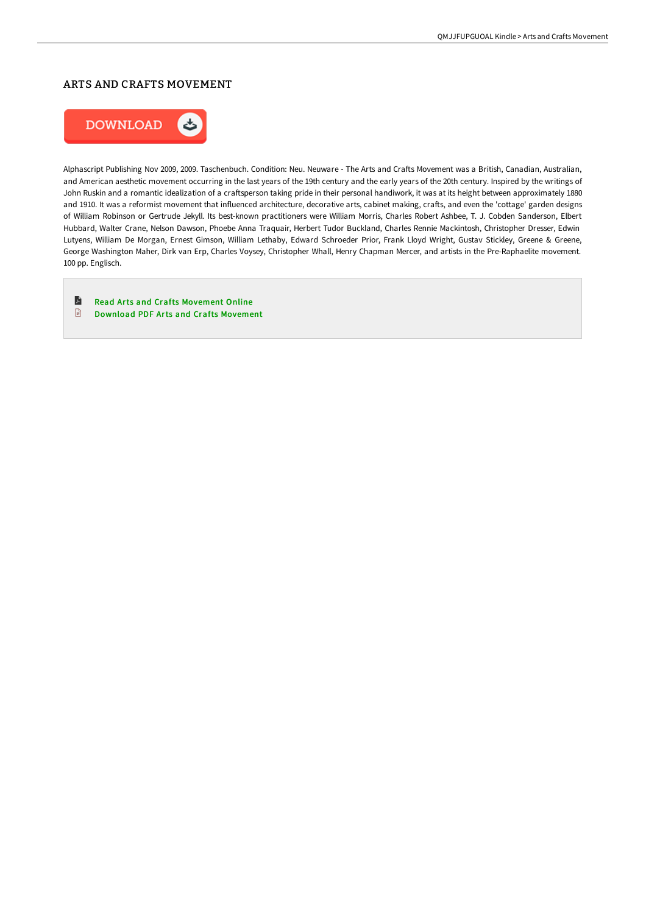# ARTS AND CRAFTS MOVEMENT

DOWNLOAD

Alphascript Publishing Nov 2009, 2009. Taschenbuch. Condition: Neu. Neuware - The Arts and Crafts Movement was a British, Canadian, Australian, and American aesthetic movement occurring in the last years of the 19th century and the early years of the 20th century. Inspired by the writings of John Ruskin and a romantic idealization of a craftsperson taking pride in their personal handiwork, it was at its height between approximately 1880 and 1910. It was a reformist movement that influenced architecture, decorative arts, cabinet making, crafts, and even the 'cottage' garden designs of William Robinson or Gertrude Jekyll. Its best-known practitioners were William Morris, Charles Robert Ashbee, T. J. Cobden Sanderson, Elbert Hubbard, Walter Crane, Nelson Dawson, Phoebe Anna Traquair, Herbert Tudor Buckland, Charles Rennie Mackintosh, Christopher Dresser, Edwin Lutyens, William De Morgan, Ernest Gimson, William Lethaby, Edward Schroeder Prior, Frank Lloyd Wright, Gustav Stickley, Greene & Greene, George Washington Maher, Dirk van Erp, Charles Voysey, Christopher Whall, Henry Chapman Mercer, and artists in the Pre-Raphaelite movement. 100 pp. Englisch.

- Read Arts and Crafts Movement Online
- Download PDF Arts and Crafts Movement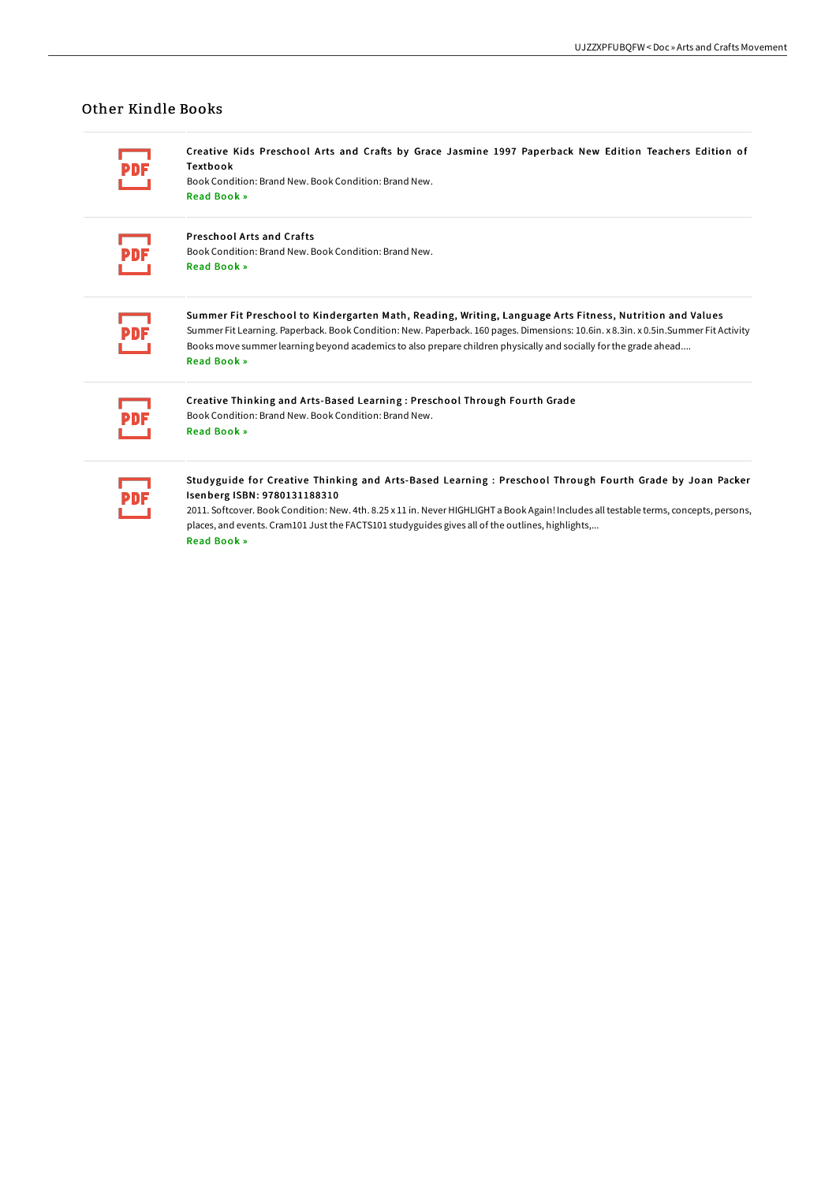## Other Kindle Books

**Creative Kids Preschool Arts and Crafts by Grace Jasmine 1997 Paperback New Edition Teachers Edition of Textbook**

Book Condition: Brand New. Book Condition: Brand New.

Read Book »

**Preschool Arts and Crafts**

Book Condition: Brand New. Book Condition: Brand New.

Read Book »

**Summer Fit Preschool to Kindergarten Math, Reading, Writing, Language Arts Fitness, Nutrition and Values**

Summer Fit Learning. Paperback. Book Condition: New. Paperback. 160 pages. Dimensions: 10.6in. x 8.3in. x 0.5in.Summer Fit Activity Books move summer learning beyond academics to also prepare children physically and socially for the grade ahead....

Read Book »

**Creative Thinking and Arts-Based Learning : Preschool Through Fourth Grade**

Book Condition: Brand New. Book Condition: Brand New.

Read Book »

**Studyguide for Creative Thinking and Arts-Based Learning : Preschool Through Fourth Grade by Joan Packer Isenberg ISBN: 9780131188310**

2011. Softcover. Book Condition: New. 4th. 8.25 x 11 in. Never HIGHLIGHT a Book Again! Includes all testable terms, concepts, persons, places, and events. Cram101 Just the FACTS101 studyguides gives all of the outlines, highlights,...

Read Book »